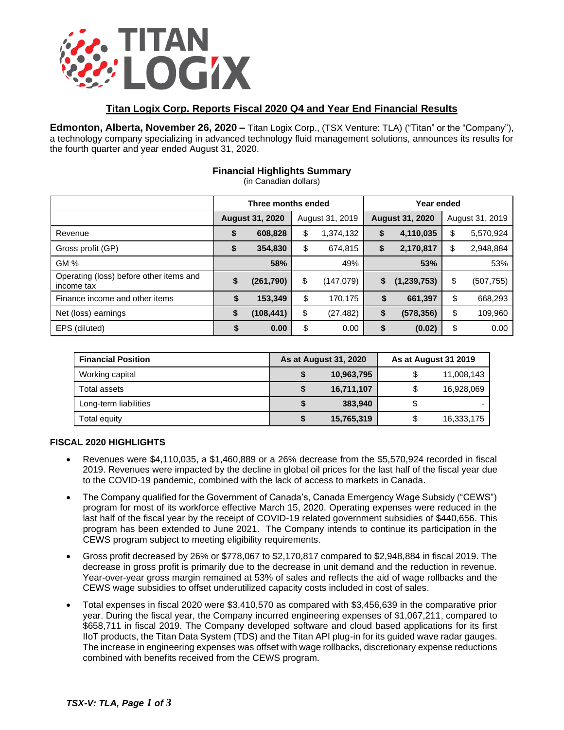# Titan Logix Corp. Reports Fiscal 2020 Q4 and Year End Financial Results

**Edmonton, Alberta, November 26, 2020 –** Titan Logix Corp., (TSX Venture: TLA) ("Titan" or the "Company"), a technology company specializing in advanced technology fluid management solutions, announces its results for the fourth quarter and year ended August 31, 2020.

## Financial Highlights Summary

(in Canadian dollars)

| | Three months ended | | Year ended | |
|---|---|---|---|---|
| | **August 31, 2020** | August 31, 2019 | **August 31, 2020** | August 31, 2019 |
| Revenue | **$ 608,828** | $ 1,374,132 | **$ 4,110,035** | $ 5,570,924 |
| Gross profit (GP) | **$ 354,830** | $ 674,815 | **$ 2,170,817** | $ 2,948,884 |
| GM % | **58%** | 49% | **53%** | 53% |
| Operating (loss) before other items and income tax | **$ (261,790)** | $ (147,079) | **$ (1,239,753)** | $ (507,755) |
| Finance income and other items | **$ 153,349** | $ 170,175 | **$ 661,397** | $ 668,293 |
| Net (loss) earnings | **$ (108,441)** | $ (27,482) | **$ (578,356)** | $ 109,960 |
| EPS (diluted) | **$ 0.00** | $ 0.00 | **$ (0.02)** | $ 0.00 |

| **Financial Position** | **As at August 31, 2020** | **As at August 31 2019** |
|---|---|---|
| Working capital | **$ 10,963,795** | $ 11,008,143 |
| Total assets | **$ 16,711,107** | $ 16,928,069 |
| Long-term liabilities | **$ 383,940** | $ - |
| Total equity | **$ 15,765,319** | $ 16,333,175 |

**FISCAL 2020 HIGHLIGHTS**

- Revenues were $4,110,035, a $1,460,889 or a 26% decrease from the $5,570,924 recorded in fiscal 2019. Revenues were impacted by the decline in global oil prices for the last half of the fiscal year due to the COVID-19 pandemic, combined with the lack of access to markets in Canada.
- The Company qualified for the Government of Canada's, Canada Emergency Wage Subsidy ("CEWS") program for most of its workforce effective March 15, 2020. Operating expenses were reduced in the last half of the fiscal year by the receipt of COVID-19 related government subsidies of $440,656. This program has been extended to June 2021. The Company intends to continue its participation in the CEWS program subject to meeting eligibility requirements.
- Gross profit decreased by 26% or $778,067 to $2,170,817 compared to $2,948,884 in fiscal 2019. The decrease in gross profit is primarily due to the decrease in unit demand and the reduction in revenue. Year-over-year gross margin remained at 53% of sales and reflects the aid of wage rollbacks and the CEWS wage subsidies to offset underutilized capacity costs included in cost of sales.
- Total expenses in fiscal 2020 were $3,410,570 as compared with $3,456,639 in the comparative prior year. During the fiscal year, the Company incurred engineering expenses of $1,067,211, compared to $658,711 in fiscal 2019. The Company developed software and cloud based applications for its first IIoT products, the Titan Data System (TDS) and the Titan API plug-in for its guided wave radar gauges. The increase in engineering expenses was offset with wage rollbacks, discretionary expense reductions combined with benefits received from the CEWS program.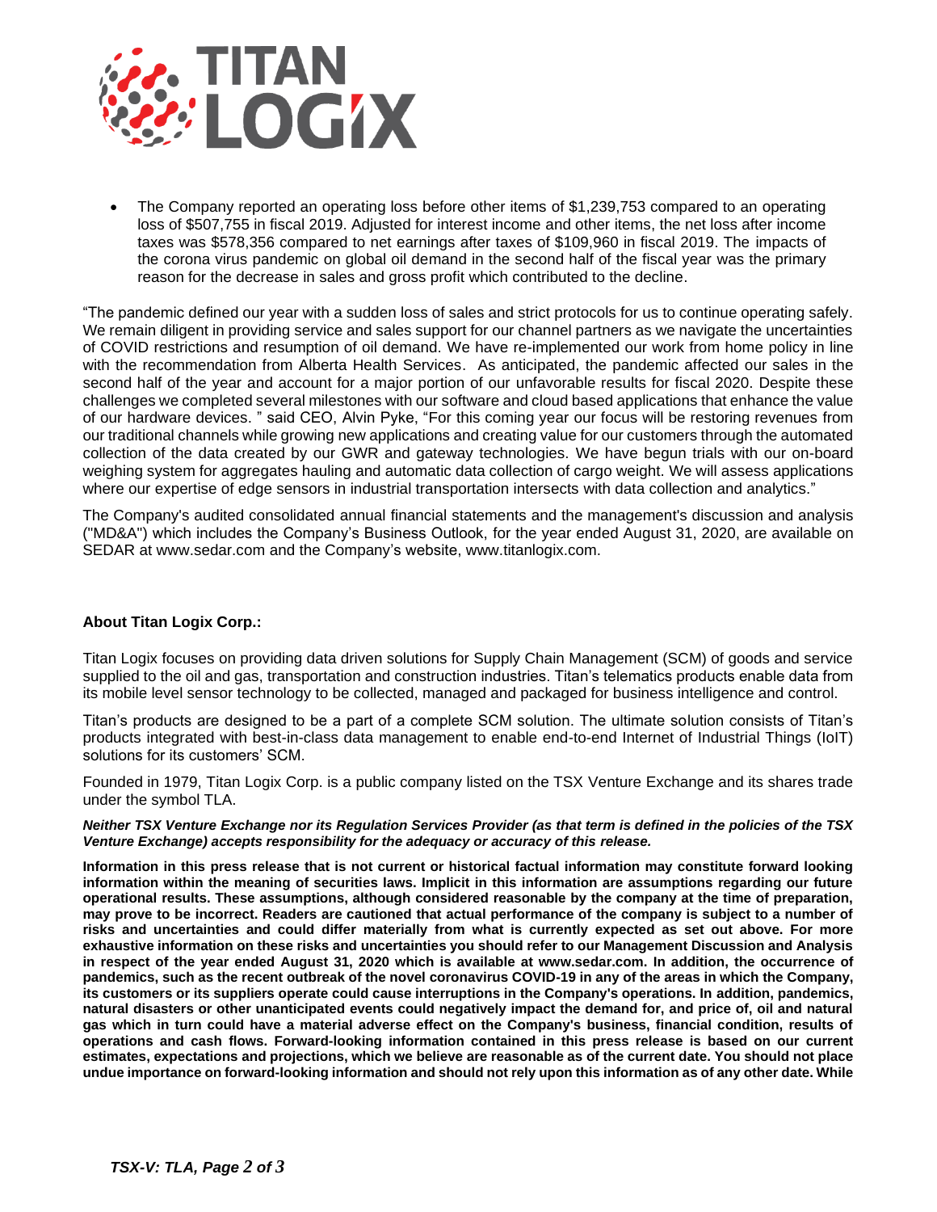- The Company reported an operating loss before other items of $1,239,753 compared to an operating loss of $507,755 in fiscal 2019. Adjusted for interest income and other items, the net loss after income taxes was $578,356 compared to net earnings after taxes of $109,960 in fiscal 2019. The impacts of the corona virus pandemic on global oil demand in the second half of the fiscal year was the primary reason for the decrease in sales and gross profit which contributed to the decline.

"The pandemic defined our year with a sudden loss of sales and strict protocols for us to continue operating safely. We remain diligent in providing service and sales support for our channel partners as we navigate the uncertainties of COVID restrictions and resumption of oil demand. We have re-implemented our work from home policy in line with the recommendation from Alberta Health Services. As anticipated, the pandemic affected our sales in the second half of the year and account for a major portion of our unfavorable results for fiscal 2020. Despite these challenges we completed several milestones with our software and cloud based applications that enhance the value of our hardware devices. " said CEO, Alvin Pyke, "For this coming year our focus will be restoring revenues from our traditional channels while growing new applications and creating value for our customers through the automated collection of the data created by our GWR and gateway technologies. We have begun trials with our on-board weighing system for aggregates hauling and automatic data collection of cargo weight. We will assess applications where our expertise of edge sensors in industrial transportation intersects with data collection and analytics."

The Company's audited consolidated annual financial statements and the management's discussion and analysis ("MD&A") which includes the Company's Business Outlook, for the year ended August 31, 2020, are available on SEDAR at www.sedar.com and the Company's website, www.titanlogix.com.

**About Titan Logix Corp.:**

Titan Logix focuses on providing data driven solutions for Supply Chain Management (SCM) of goods and service supplied to the oil and gas, transportation and construction industries. Titan's telematics products enable data from its mobile level sensor technology to be collected, managed and packaged for business intelligence and control.

Titan's products are designed to be a part of a complete SCM solution. The ultimate solution consists of Titan's products integrated with best-in-class data management to enable end-to-end Internet of Industrial Things (IoIT) solutions for its customers' SCM.

Founded in 1979, Titan Logix Corp. is a public company listed on the TSX Venture Exchange and its shares trade under the symbol TLA.

***Neither TSX Venture Exchange nor its Regulation Services Provider (as that term is defined in the policies of the TSX Venture Exchange) accepts responsibility for the adequacy or accuracy of this release.***

**Information in this press release that is not current or historical factual information may constitute forward looking information within the meaning of securities laws. Implicit in this information are assumptions regarding our future operational results. These assumptions, although considered reasonable by the company at the time of preparation, may prove to be incorrect. Readers are cautioned that actual performance of the company is subject to a number of risks and uncertainties and could differ materially from what is currently expected as set out above. For more exhaustive information on these risks and uncertainties you should refer to our Management Discussion and Analysis in respect of the year ended August 31, 2020 which is available at www.sedar.com. In addition, the occurrence of pandemics, such as the recent outbreak of the novel coronavirus COVID-19 in any of the areas in which the Company, its customers or its suppliers operate could cause interruptions in the Company's operations. In addition, pandemics, natural disasters or other unanticipated events could negatively impact the demand for, and price of, oil and natural gas which in turn could have a material adverse effect on the Company's business, financial condition, results of operations and cash flows. Forward-looking information contained in this press release is based on our current estimates, expectations and projections, which we believe are reasonable as of the current date. You should not place undue importance on forward-looking information and should not rely upon this information as of any other date. While**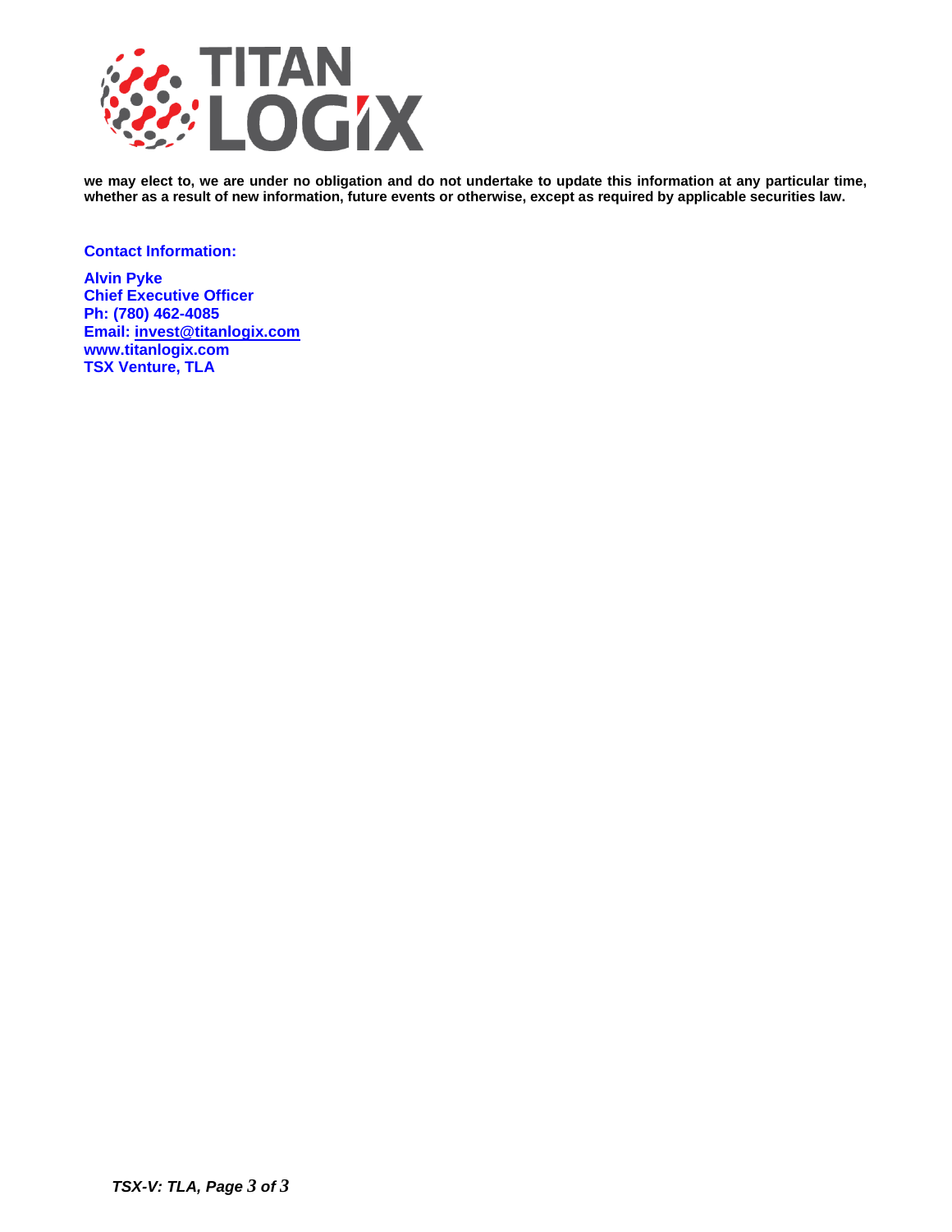**we may elect to, we are under no obligation and do not undertake to update this information at any particular time, whether as a result of new information, future events or otherwise, except as required by applicable securities law.**

**Contact Information:**

**Alvin Pyke**
**Chief Executive Officer**
**Ph: (780) 462-4085**
**Email: invest@titanlogix.com**
**www.titanlogix.com**
**TSX Venture, TLA**